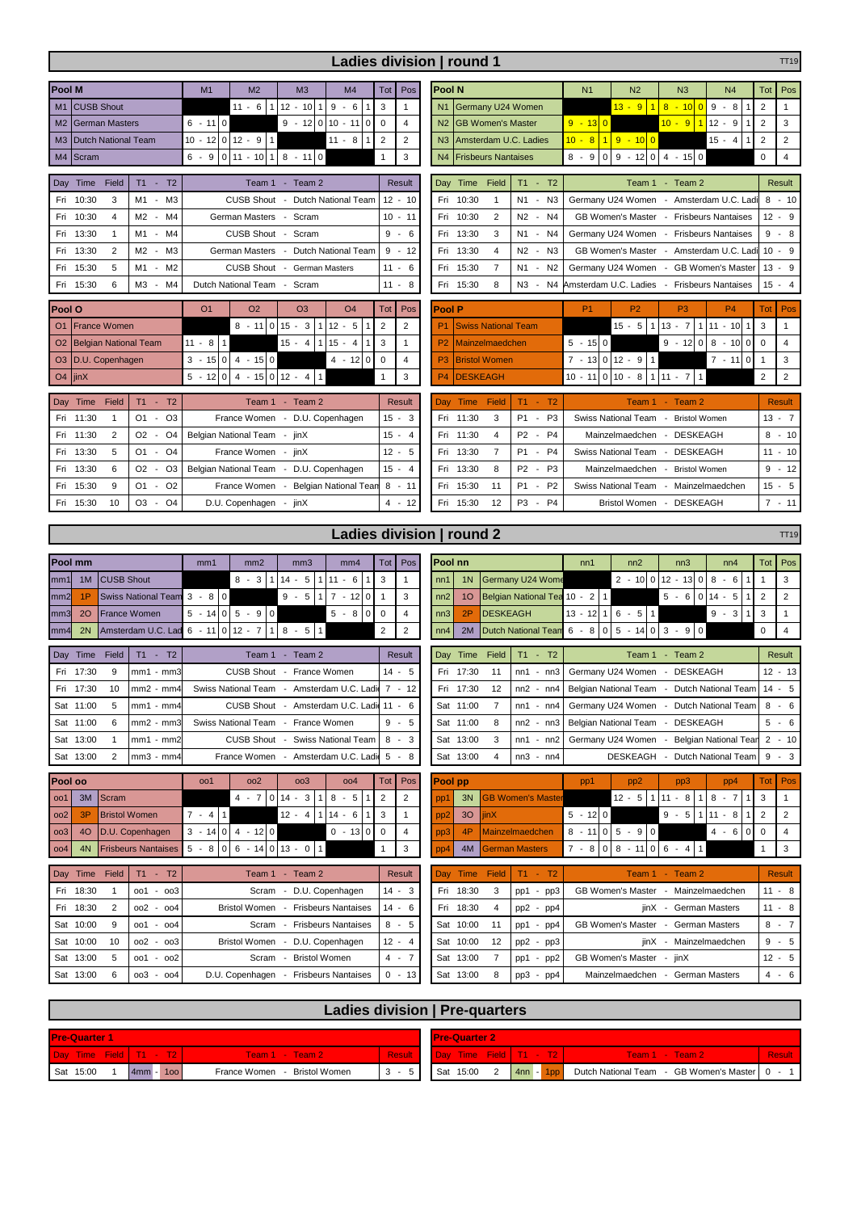# Ladies division | round 1

TT19

### Pool M

| Pool M | | M1 | M2 | M3 | M4 | Tot | Pos |
|---|---|---|---|---|---|---|---|
| M1 | CUSB Shout | | 11 - 6 1 | 12 - 10 1 | 9 - 6 1 | 3 | 1 |
| M2 | German Masters | 6 - 11 0 | | 9 - 12 0 | 10 - 11 0 | 0 | 4 |
| M3 | Dutch National Team | 10 - 12 0 | 12 - 9 1 | | 11 - 8 1 | 2 | 2 |
| M4 | Scram | 6 - 9 0 | 11 - 10 1 | 8 - 11 0 | | 1 | 3 |

| Day | Time | Field | T1 - T2 | Team 1 - Team 2 | Result |
|---|---|---|---|---|---|
| Fri | 10:30 | 3 | M1 - M3 | CUSB Shout - Dutch National Team | 12 - 10 |
| Fri | 10:30 | 4 | M2 - M4 | German Masters - Scram | 10 - 11 |
| Fri | 13:30 | 1 | M1 - M4 | CUSB Shout - Scram | 9 - 6 |
| Fri | 13:30 | 2 | M2 - M3 | German Masters - Dutch National Team | 9 - 12 |
| Fri | 15:30 | 5 | M1 - M2 | CUSB Shout - German Masters | 11 - 6 |
| Fri | 15:30 | 6 | M3 - M4 | Dutch National Team - Scram | 11 - 8 |

### Pool N

| Pool N | | N1 | N2 | N3 | N4 | Tot | Pos |
|---|---|---|---|---|---|---|---|
| N1 | Germany U24 Women | | 13 - 9 1 | 8 - 10 0 | 9 - 8 1 | 2 | 1 |
| N2 | GB Women's Master | 9 - 13 0 | | 10 - 9 1 | 12 - 9 1 | 2 | 3 |
| N3 | Amsterdam U.C. Ladies | 10 - 8 1 | 9 - 10 0 | | 15 - 4 1 | 2 | 2 |
| N4 | Frisbeurs Nantaises | 8 - 9 0 | 9 - 12 0 | 4 - 15 0 | | 0 | 4 |

| Day | Time | Field | T1 - T2 | Team 1 - Team 2 | Result |
|---|---|---|---|---|---|
| Fri | 10:30 | 1 | N1 - N3 | Germany U24 Women - Amsterdam U.C. Ladi | 8 - 10 |
| Fri | 10:30 | 2 | N2 - N4 | GB Women's Master - Frisbeurs Nantaises | 12 - 9 |
| Fri | 13:30 | 3 | N1 - N4 | Germany U24 Women - Frisbeurs Nantaises | 9 - 8 |
| Fri | 13:30 | 4 | N2 - N3 | GB Women's Master - Amsterdam U.C. Ladi | 10 - 9 |
| Fri | 15:30 | 7 | N1 - N2 | Germany U24 Women - GB Women's Master | 13 - 9 |
| Fri | 15:30 | 8 | N3 - N4 | Amsterdam U.C. Ladies - Frisbeurs Nantaises | 15 - 4 |

### Pool O

| Pool O | | O1 | O2 | O3 | O4 | Tot | Pos |
|---|---|---|---|---|---|---|---|
| O1 | France Women | | 8 - 11 0 | 15 - 3 1 | 12 - 5 1 | 2 | 2 |
| O2 | Belgian National Team | 11 - 8 1 | | 15 - 4 1 | 15 - 4 1 | 3 | 1 |
| O3 | D.U. Copenhagen | 3 - 15 0 | 4 - 15 0 | | 4 - 12 0 | 0 | 4 |
| O4 | jinX | 5 - 12 0 | 4 - 15 0 | 12 - 4 1 | | 1 | 3 |

| Day | Time | Field | T1 - T2 | Team 1 - Team 2 | Result |
|---|---|---|---|---|---|
| Fri | 11:30 | 1 | O1 - O3 | France Women - D.U. Copenhagen | 15 - 3 |
| Fri | 11:30 | 2 | O2 - O4 | Belgian National Team - jinX | 15 - 4 |
| Fri | 13:30 | 5 | O1 - O4 | France Women - jinX | 12 - 5 |
| Fri | 13:30 | 6 | O2 - O3 | Belgian National Team - D.U. Copenhagen | 15 - 4 |
| Fri | 15:30 | 9 | O1 - O2 | France Women - Belgian National Tean | 8 - 11 |
| Fri | 15:30 | 10 | O3 - O4 | D.U. Copenhagen - jinX | 4 - 12 |

### Pool P

| Pool P | | P1 | P2 | P3 | P4 | Tot | Pos |
|---|---|---|---|---|---|---|---|
| P1 | Swiss National Team | | 15 - 5 1 | 13 - 7 1 | 11 - 10 1 | 3 | 1 |
| P2 | Mainzelmaedchen | 5 - 15 0 | | 9 - 12 0 | 8 - 10 0 | 0 | 4 |
| P3 | Bristol Women | 7 - 13 0 | 12 - 9 1 | | 7 - 11 0 | 1 | 3 |
| P4 | DESKEAGH | 10 - 11 0 | 10 - 8 1 | 11 - 7 1 | | 2 | 2 |

| Day | Time | Field | T1 - T2 | Team 1 - Team 2 | Result |
|---|---|---|---|---|---|
| Fri | 11:30 | 3 | P1 - P3 | Swiss National Team - Bristol Women | 13 - 7 |
| Fri | 11:30 | 4 | P2 - P4 | Mainzelmaedchen - DESKEAGH | 8 - 10 |
| Fri | 13:30 | 7 | P1 - P4 | Swiss National Team - DESKEAGH | 11 - 10 |
| Fri | 13:30 | 8 | P2 - P3 | Mainzelmaedchen - Bristol Women | 9 - 12 |
| Fri | 15:30 | 11 | P1 - P2 | Swiss National Team - Mainzelmaedchen | 15 - 5 |
| Fri | 15:30 | 12 | P3 - P4 | Bristol Women - DESKEAGH | 7 - 11 |

# Ladies division | round 2

TT19

### Pool mm

| Pool mm | | | mm1 | mm2 | mm3 | mm4 | Tot | Pos |
|---|---|---|---|---|---|---|---|---|
| mm1 | 1M | CUSB Shout | | 8 - 3 1 | 14 - 5 1 | 11 - 6 1 | 3 | 1 |
| mm2 | 1P | Swiss National Team | 3 - 8 0 | | 9 - 5 1 | 7 - 12 0 | 1 | 3 |
| mm3 | 2O | France Women | 5 - 14 0 | 5 - 9 0 | | 5 - 8 0 | 0 | 4 |
| mm4 | 2N | Amsterdam U.C. Lad | 6 - 11 0 | 12 - 7 1 | 8 - 5 1 | | 2 | 2 |

| Day | Time | Field | T1 - T2 | Team 1 - Team 2 | Result |
|---|---|---|---|---|---|
| Fri | 17:30 | 9 | mm1 - mm3 | CUSB Shout - France Women | 14 - 5 |
| Fri | 17:30 | 10 | mm2 - mm4 | Swiss National Team - Amsterdam U.C. Ladie | 7 - 12 |
| Sat | 11:00 | 5 | mm1 - mm4 | CUSB Shout - Amsterdam U.C. Ladie | 11 - 6 |
| Sat | 11:00 | 6 | mm2 - mm3 | Swiss National Team - France Women | 9 - 5 |
| Sat | 13:00 | 1 | mm1 - mm2 | CUSB Shout - Swiss National Team | 8 - 3 |
| Sat | 13:00 | 2 | mm3 - mm4 | France Women - Amsterdam U.C. Ladie | 5 - 8 |

### Pool nn

| Pool nn | | | nn1 | nn2 | nn3 | nn4 | Tot | Pos |
|---|---|---|---|---|---|---|---|---|
| nn1 | 1N | Germany U24 Wome | | 2 - 10 0 | 12 - 13 0 | 8 - 6 1 | 1 | 3 |
| nn2 | 1O | Belgian National Tea | 10 - 2 1 | | 5 - 6 0 | 14 - 5 1 | 2 | 2 |
| nn3 | 2P | DESKEAGH | 13 - 12 1 | 6 - 5 1 | | 9 - 3 1 | 3 | 1 |
| nn4 | 2M | Dutch National Team | 6 - 8 0 | 5 - 14 0 | 3 - 9 0 | | 0 | 4 |

| Day | Time | Field | T1 - T2 | Team 1 - Team 2 | Result |
|---|---|---|---|---|---|
| Fri | 17:30 | 11 | nn1 - nn3 | Germany U24 Women - DESKEAGH | 12 - 13 |
| Fri | 17:30 | 12 | nn2 - nn4 | Belgian National Team - Dutch National Team | 14 - 5 |
| Sat | 11:00 | 7 | nn1 - nn4 | Germany U24 Women - Dutch National Team | 8 - 6 |
| Sat | 11:00 | 8 | nn2 - nn3 | Belgian National Team - DESKEAGH | 5 - 6 |
| Sat | 13:00 | 3 | nn1 - nn2 | Germany U24 Women - Belgian National Tear | 2 - 10 |
| Sat | 13:00 | 4 | nn3 - nn4 | DESKEAGH - Dutch National Team | 9 - 3 |

### Pool oo

| Pool oo | | | oo1 | oo2 | oo3 | oo4 | Tot | Pos |
|---|---|---|---|---|---|---|---|---|
| oo1 | 3M | Scram | | 4 - 7 0 | 14 - 3 1 | 8 - 5 1 | 2 | 2 |
| oo2 | 3P | Bristol Women | 7 - 4 1 | | 12 - 4 1 | 14 - 6 1 | 3 | 1 |
| oo3 | 4O | D.U. Copenhagen | 3 - 14 0 | 4 - 12 0 | | 0 - 13 0 | 0 | 4 |
| oo4 | 4N | Frisbeurs Nantaises | 5 - 8 0 | 6 - 14 0 | 13 - 0 1 | | 1 | 3 |

| Day | Time | Field | T1 - T2 | Team 1 - Team 2 | Result |
|---|---|---|---|---|---|
| Fri | 18:30 | 1 | oo1 - oo3 | Scram - D.U. Copenhagen | 14 - 3 |
| Fri | 18:30 | 2 | oo2 - oo4 | Bristol Women - Frisbeurs Nantaises | 14 - 6 |
| Sat | 10:00 | 9 | oo1 - oo4 | Scram - Frisbeurs Nantaises | 8 - 5 |
| Sat | 10:00 | 10 | oo2 - oo3 | Bristol Women - D.U. Copenhagen | 12 - 4 |
| Sat | 13:00 | 5 | oo1 - oo2 | Scram - Bristol Women | 4 - 7 |
| Sat | 13:00 | 6 | oo3 - oo4 | D.U. Copenhagen - Frisbeurs Nantaises | 0 - 13 |

### Pool pp

| Pool pp | | | pp1 | pp2 | pp3 | pp4 | Tot | Pos |
|---|---|---|---|---|---|---|---|---|
| pp1 | 3N | GB Women's Master | | 12 - 5 1 | 11 - 8 1 | 8 - 7 1 | 3 | 1 |
| pp2 | 3O | jinX | 5 - 12 0 | | 9 - 5 1 | 11 - 8 1 | 2 | 2 |
| pp3 | 4P | Mainzelmaedchen | 8 - 11 0 | 5 - 9 0 | | 4 - 6 0 | 0 | 4 |
| pp4 | 4M | German Masters | 7 - 8 0 | 8 - 11 0 | 6 - 4 1 | | 1 | 3 |

| Day | Time | Field | T1 - T2 | Team 1 - Team 2 | Result |
|---|---|---|---|---|---|
| Fri | 18:30 | 3 | pp1 - pp3 | GB Women's Master - Mainzelmaedchen | 11 - 8 |
| Fri | 18:30 | 4 | pp2 - pp4 | jinX - German Masters | 11 - 8 |
| Sat | 10:00 | 11 | pp1 - pp4 | GB Women's Master - German Masters | 8 - 7 |
| Sat | 10:00 | 12 | pp2 - pp3 | jinX - Mainzelmaedchen | 9 - 5 |
| Sat | 13:00 | 7 | pp1 - pp2 | GB Women's Master - jinX | 12 - 5 |
| Sat | 13:00 | 8 | pp3 - pp4 | Mainzelmaedchen - German Masters | 4 - 6 |

# Ladies division | Pre-quarters

### Pre-Quarter 1

| Day | Time | Field | T1 - T2 | Team 1 - Team 2 | Result |
|---|---|---|---|---|---|
| Sat | 15:00 | 1 | 4mm - 1oo | France Women - Bristol Women | 3 - 5 |

### Pre-Quarter 2

| Day | Time | Field | T1 - T2 | Team 1 - Team 2 | Result |
|---|---|---|---|---|---|
| Sat | 15:00 | 2 | 4nn - 1pp | Dutch National Team - GB Women's Master | 0 - 1 |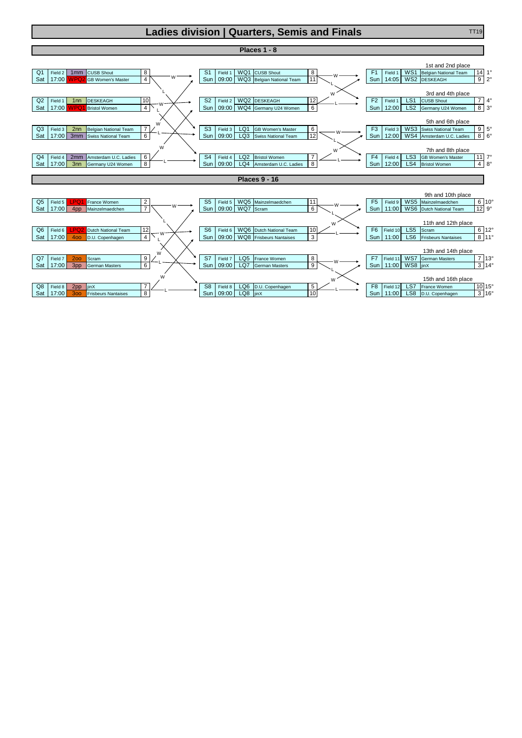# Ladies division | Quarters, Semis and Finals

TT19

## Places 1 - 8

### Quarterfinals

| Game | Field | Seed | Team | Score |
|---|---|---|---|---|
| Q1 | Field 2 | 1mm | CUSB Shout | 8 |
| Sat | 17:00 | WPQ2 | GB Women's Master | 4 |
| Q2 | Field 1 | 1nn | DESKEAGH | 10 |
| Sat | 17:00 | WPQ1 | Bristol Women | 4 |
| Q3 | Field 3 | 2nn | Belgian National Team | 7 |
| Sat | 17:00 | 3mm | Swiss National Team | 6 |
| Q4 | Field 4 | 2mm | Amsterdam U.C. Ladies | 6 |
| Sat | 17:00 | 3nn | Germany U24 Women | 8 |

### Semifinals

| Game | Field | Slot | Team | Score |
|---|---|---|---|---|
| S1 | Field 1 | WQ1 | CUSB Shout | 8 |
| Sun | 09:00 | WQ3 | Belgian National Team | 11 |
| S2 | Field 2 | WQ2 | DESKEAGH | 12 |
| Sun | 09:00 | WQ4 | Germany U24 Women | 6 |
| S3 | Field 3 | LQ1 | GB Women's Master | 6 |
| Sun | 09:00 | LQ3 | Swiss National Team | 12 |
| S4 | Field 4 | LQ2 | Bristol Women | 7 |
| Sun | 09:00 | LQ4 | Amsterdam U.C. Ladies | 8 |

### Finals

| Game | Field | Slot | Team | Score | Place |
|---|---|---|---|---|---|
| **1st and 2nd place** | | | | | |
| F1 | Field 1 | WS1 | Belgian National Team | 14 | 1° |
| Sun | 14:05 | WS2 | DESKEAGH | 9 | 2° |
| **3rd and 4th place** | | | | | |
| F2 | Field 1 | LS1 | CUSB Shout | 7 | 4° |
| Sun | 12:00 | LS2 | Germany U24 Women | 8 | 3° |
| **5th and 6th place** | | | | | |
| F3 | Field 3 | WS3 | Swiss National Team | 9 | 5° |
| Sun | 12:00 | WS4 | Amsterdam U.C. Ladies | 8 | 6° |
| **7th and 8th place** | | | | | |
| F4 | Field 4 | LS3 | GB Women's Master | 11 | 7° |
| Sun | 12:00 | LS4 | Bristol Women | 4 | 8° |

## Places 9 - 16

### Quarterfinals

| Game | Field | Seed | Team | Score |
|---|---|---|---|---|
| Q5 | Field 5 | LPQ1 | France Women | 2 |
| Sat | 17:00 | 4pp | Mainzelmaedchen | 7 |
| Q6 | Field 6 | LPQ2 | Dutch National Team | 12 |
| Sat | 17:00 | 4oo | D.U. Copenhagen | 4 |
| Q7 | Field 7 | 2oo | Scram | 9 |
| Sat | 17:00 | 3pp | German Masters | 6 |
| Q8 | Field 8 | 2pp | jinX | 7 |
| Sat | 17:00 | 3oo | Frisbeurs Nantaises | 8 |

### Semifinals

| Game | Field | Slot | Team | Score |
|---|---|---|---|---|
| S5 | Field 5 | WQ5 | Mainzelmaedchen | 11 |
| Sun | 09:00 | WQ7 | Scram | 6 |
| S6 | Field 6 | WQ6 | Dutch National Team | 10 |
| Sun | 09:00 | WQ8 | Frisbeurs Nantaises | 3 |
| S7 | Field 7 | LQ5 | France Women | 8 |
| Sun | 09:00 | LQ7 | German Masters | 9 |
| S8 | Field 8 | LQ6 | D.U. Copenhagen | 5 |
| Sun | 09:00 | LQ8 | jinX | 10 |

### Finals

| Game | Field | Slot | Team | Score | Place |
|---|---|---|---|---|---|
| **9th and 10th place** | | | | | |
| F5 | Field 9 | WS5 | Mainzelmaedchen | 6 | 10° |
| Sun | 11:00 | WS6 | Dutch National Team | 12 | 9° |
| **11th and 12th place** | | | | | |
| F6 | Field 10 | LS5 | Scram | 6 | 12° |
| Sun | 11:00 | LS6 | Frisbeurs Nantaises | 8 | 11° |
| **13th and 14th place** | | | | | |
| F7 | Field 11 | WS7 | German Masters | 7 | 13° |
| Sun | 11:00 | WS8 | jinX | 3 | 14° |
| **15th and 16th place** | | | | | |
| F8 | Field 12 | LS7 | France Women | 10 | 15° |
| Sun | 11:00 | LS8 | D.U. Copenhagen | 3 | 16° |